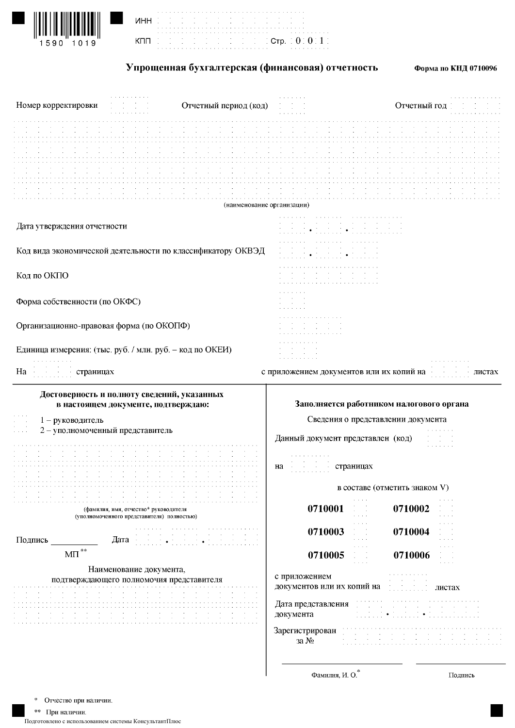1590 1019

ИНН

КПП                                  Стр. 0 0 1

**Упрощенная бухгалтерская (финансовая) отчетность**

**Форма по КНД 0710096**

Номер корректировки        Отчетный период (код)        Отчетный год

(наименование организации)

Дата утверждения отчетности

Код вида экономической деятельности по классификатору ОКВЭД

Код по ОКПО

Форма собственности (по ОКФС)

Организационно-правовая форма (по ОКОПФ)

Единица измерения: (тыс. руб. / млн. руб. – код по ОКЕИ)

На        страницах        с приложением документов или их копий на        листах

**Достоверность и полноту сведений, указанных в настоящем документе, подтверждаю:**

1 – руководитель
2 – уполномоченный представитель

(фамилия, имя, отчество* руководителя (уполномоченного представителя) полностью)

Подпись ___________ Дата

МП **

Наименование документа, подтверждающего полномочия представителя

**Заполняется работником налогового органа**

Сведения о представлении документа

Данный документ представлен (код)

на        страницах

в составе (отметить знаком V)

| | | | |
|---|---|---|---|
| **0710001** | | **0710002** | |
| **0710003** | | **0710004** | |
| **0710005** | | **0710006** | |

с приложением документов или их копий на        листах

Дата представления документа

Зарегистрирован за №

Фамилия, И. О.*        Подпись

\* Отчество при наличии.

\*\* При наличии.

Подготовлено с использованием системы КонсультантПлюс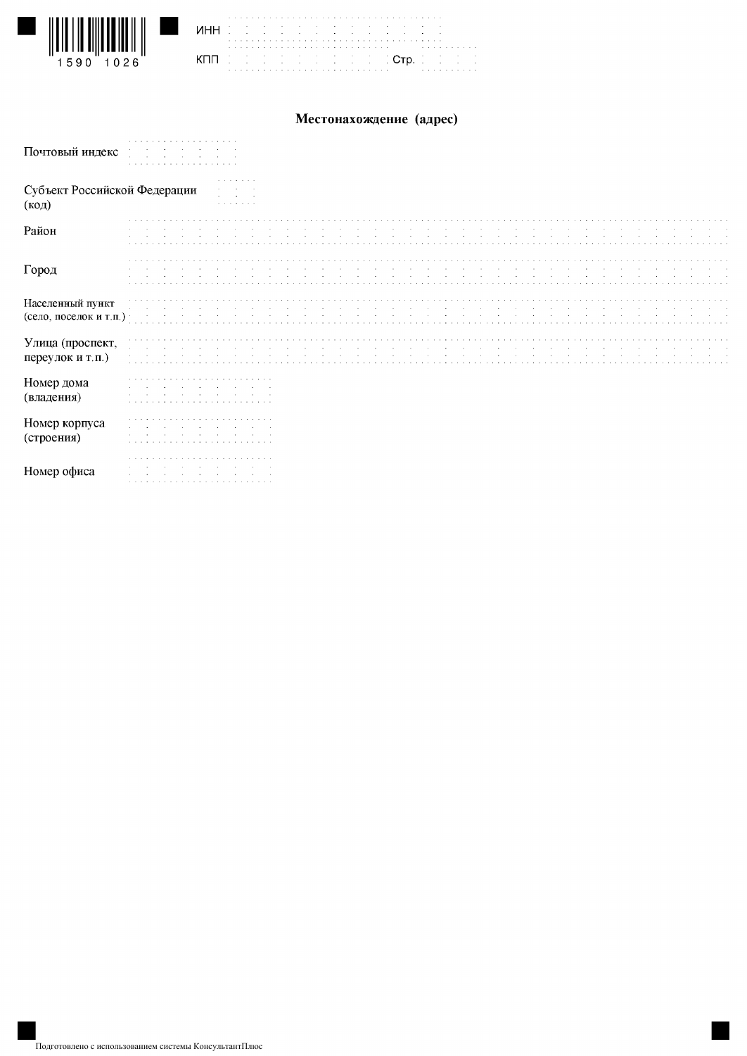1590 1026

ИНН

КПП Стр.

## Местонахождение (адрес)

Почтовый индекс

Субъект Российской Федерации (код)

Район

Город

Населенный пункт (село, поселок и т.п.)

Улица (проспект, переулок и т.п.)

Номер дома (владения)

Номер корпуса (строения)

Номер офиса

Подготовлено с использованием системы КонсультантПлюс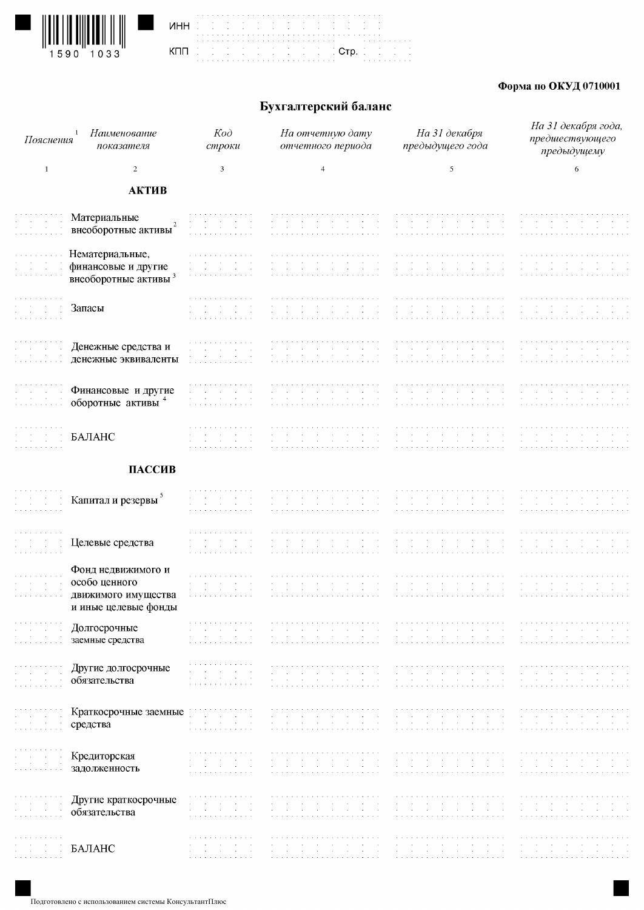ИНН

КПП Стр.

**Форма по ОКУД 0710001**

## Бухгалтерский баланс

| *Пояснения* [1] | *Наименование показателя* | *Код строки* | *На отчетную дату отчетного периода* | *На 31 декабря предыдущего года* | *На 31 декабря года, предшествующего предыдущему* |
|---|---|---|---|---|---|
| 1 | 2 | 3 | 4 | 5 | 6 |
| | **АКТИВ** | | | | |
| | Материальные внеоборотные активы [2] | | | | |
| | Нематериальные, финансовые и другие внеоборотные активы [3] | | | | |
| | Запасы | | | | |
| | Денежные средства и денежные эквиваленты | | | | |
| | Финансовые и другие оборотные активы [4] | | | | |
| | БАЛАНС | | | | |
| | **ПАССИВ** | | | | |
| | Капитал и резервы [5] | | | | |
| | Целевые средства | | | | |
| | Фонд недвижимого и особо ценного движимого имущества и иные целевые фонды | | | | |
| | Долгосрочные заемные средства | | | | |
| | Другие долгосрочные обязательства | | | | |
| | Краткосрочные заемные средства | | | | |
| | Кредиторская задолженность | | | | |
| | Другие краткосрочные обязательства | | | | |
| | БАЛАНС | | | | |

Подготовлено с использованием системы КонсультантПлюс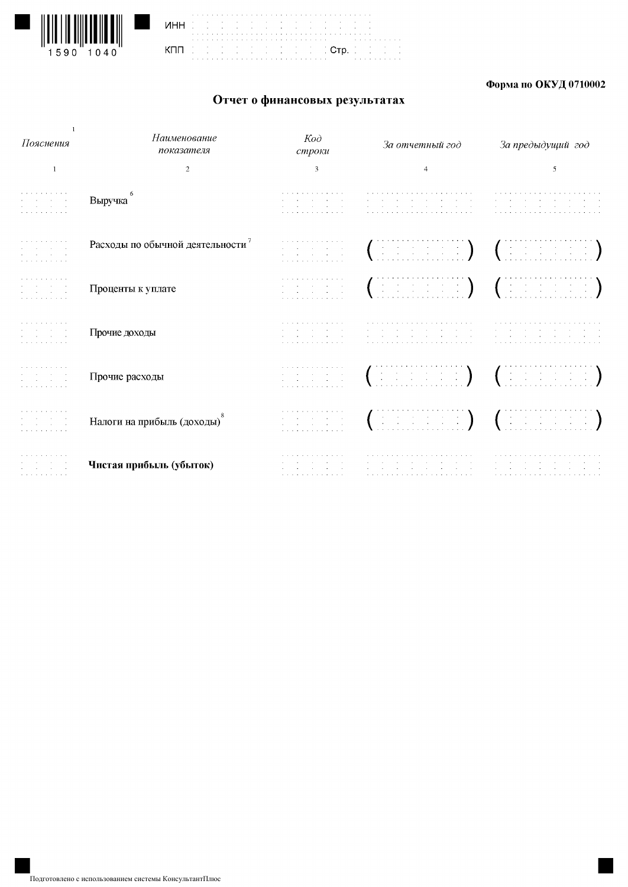ИНН

КПП Стр.

**Форма по ОКУД 0710002**

## Отчет о финансовых результатах

| *Пояснения* [1] | *Наименование показателя* | *Код строки* | *За отчетный год* | *За предыдущий год* |
|---|---|---|---|---|
| 1 | 2 | 3 | 4 | 5 |
| | Выручка [6] | | | |
| | Расходы по обычной деятельности [7] | | ( ) | ( ) |
| | Проценты к уплате | | ( ) | ( ) |
| | Прочие доходы | | | |
| | Прочие расходы | | ( ) | ( ) |
| | Налоги на прибыль (доходы) [8] | | ( ) | ( ) |
| | **Чистая прибыль (убыток)** | | | |

Подготовлено с использованием системы КонсультантПлюс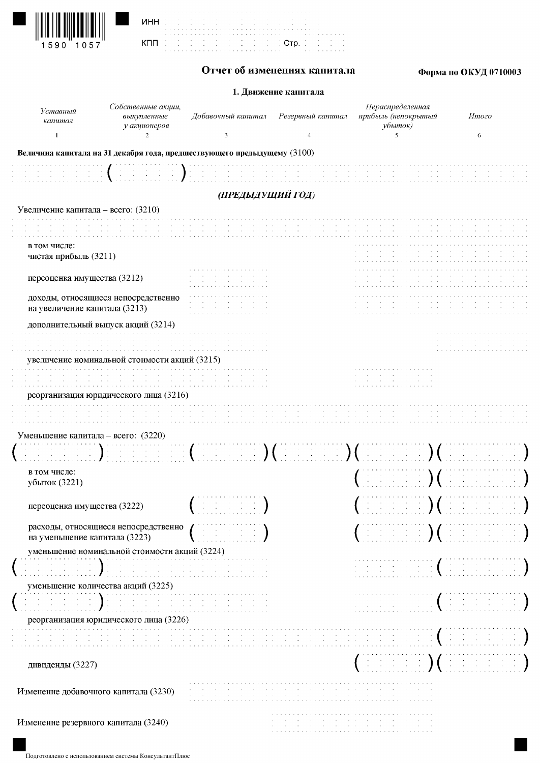1590 1057

ИНН

КПП

# Отчет об изменениях капитала

**Форма по ОКУД 0710003**

## 1. Движение капитала

| | *Уставный капитал* | *Собственные акции, выкупленные у акционеров* | *Добавочный капитал* | *Резервный капитал* | *Нераспределенная прибыль (непокрытый убыток)* | *Итого* |
|---|---|---|---|---|---|---|
| | 1 | 2 | 3 | 4 | 5 | 6 |
| **Величина капитала на 31 декабря года, предшествующего предыдущему** (3100) | | ( ) | | | | |
| ***(ПРЕДЫДУЩИЙ ГОД)*** | | | | | | |
| Увеличение капитала – всего: (3210) | | | | | | |
| в том числе: чистая прибыль (3211) | | | | | | |
| переоценка имущества (3212) | | | | | | |
| доходы, относящиеся непосредственно на увеличение капитала (3213) | | | | | | |
| дополнительный выпуск акций (3214) | | | | | | |
| увеличение номинальной стоимости акций (3215) | | | | | | |
| реорганизация юридического лица (3216) | | | | | | |
| Уменьшение капитала – всего: (3220) | ( ) | | ( ) | ( ) | ( ) | ( ) |
| в том числе: убыток (3221) | | | | | ( ) | ( ) |
| переоценка имущества (3222) | | | ( ) | | ( ) | ( ) |
| расходы, относящиеся непосредственно на уменьшение капитала (3223) | | | ( ) | | ( ) | ( ) |
| уменьшение номинальной стоимости акций (3224) | ( ) | | | | | ( ) |
| уменьшение количества акций (3225) | ( ) | | | | | ( ) |
| реорганизация юридического лица (3226) | | | | | | ( ) |
| дивиденды (3227) | | | | | ( ) | ( ) |
| Изменение добавочного капитала (3230) | | | | | | |
| Изменение резервного капитала (3240) | | | | | | |

Подготовлено с использованием системы КонсультантПлюс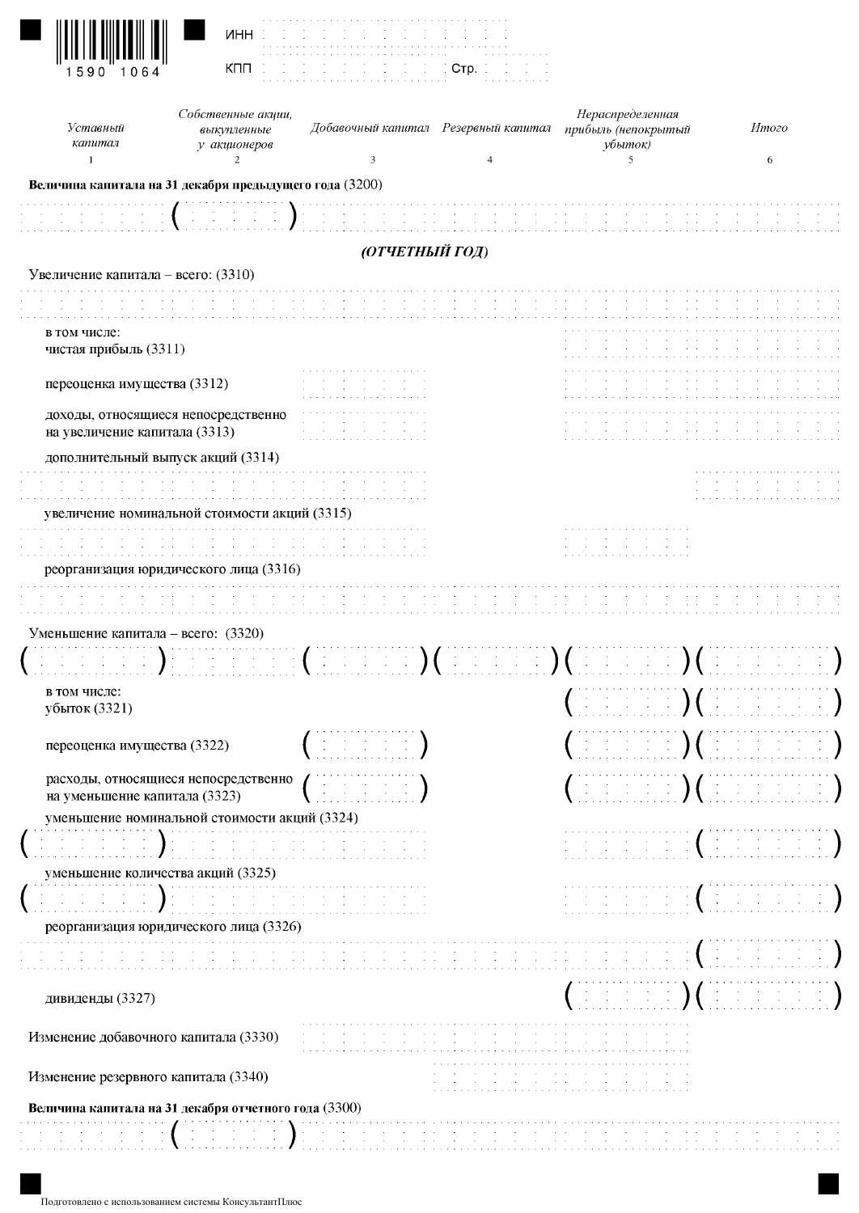1590 1064

ИНН

КПП Стр.

| Уставный капитал | Собственные акции, выкупленные у акционеров | Добавочный капитал | Резервный капитал | Нераспределенная прибыль (непокрытый убыток) | Итого |
|---|---|---|---|---|---|
| 1 | 2 | 3 | 4 | 5 | 6 |
| **Величина капитала на 31 декабря предыдущего года** (3200) | | | | | |
| | ( ) | | | | |
| ***(ОТЧЕТНЫЙ ГОД)*** | | | | | |
| Увеличение капитала – всего: (3310) | | | | | |
| | | | | | |
| в том числе: чистая прибыль (3311) | | | | | |
| переоценка имущества (3312) | | | | | |
| доходы, относящиеся непосредственно на увеличение капитала (3313) | | | | | |
| дополнительный выпуск акций (3314) | | | | | |
| | | | | | |
| увеличение номинальной стоимости акций (3315) | | | | | |
| | | | | | |
| реорганизация юридического лица (3316) | | | | | |
| | | | | | |
| Уменьшение капитала – всего: (3320) | | | | | |
| ( ) | | ( ) | ( ) | ( ) | ( ) |
| в том числе: убыток (3321) | | | | ( ) | ( ) |
| переоценка имущества (3322) | | ( ) | | ( ) | ( ) |
| расходы, относящиеся непосредственно на уменьшение капитала (3323) | | ( ) | | ( ) | ( ) |
| уменьшение номинальной стоимости акций (3324) | | | | | |
| ( ) | | | | | ( ) |
| уменьшение количества акций (3325) | | | | | |
| ( ) | | | | | ( ) |
| реорганизация юридического лица (3326) | | | | | |
| | | | | | ( ) |
| дивиденды (3327) | | | | ( ) | ( ) |
| Изменение добавочного капитала (3330) | | | | | |
| Изменение резервного капитала (3340) | | | | | |
| **Величина капитала на 31 декабря отчетного года** (3300) | | | | | |
| | ( ) | | | | |

Подготовлено с использованием системы КонсультантПлюс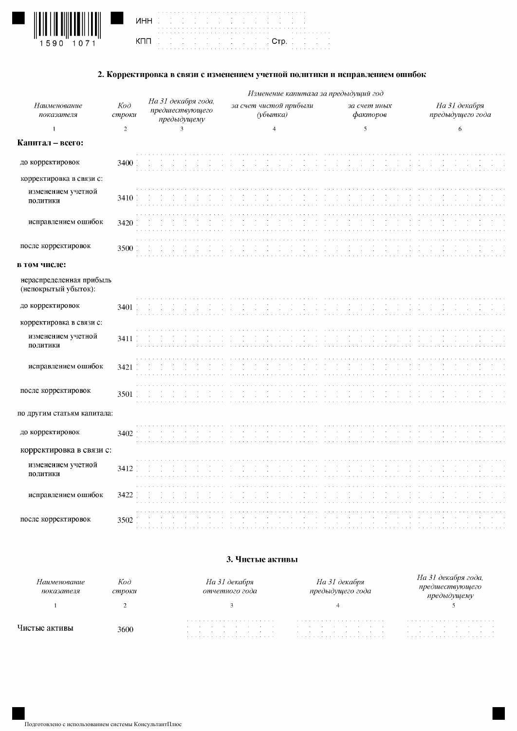ИНН

КПП Стр.

## 2. Корректировка в связи с изменением учетной политики и исправлением ошибок

| *Наименование показателя* | *Код строки* | *На 31 декабря года, предшествующего предыдущему* | *Изменение капитала за предыдущий год* | | *На 31 декабря предыдущего года* |
|---|---|---|---|---|---|
| | | | *за счет чистой прибыли (убытка)* | *за счет иных факторов* | |
| 1 | 2 | 3 | 4 | 5 | 6 |
| **Капитал – всего:** | | | | | |
| до корректировок | 3400 | | | | |
| корректировка в связи с: | | | | | |
| изменением учетной политики | 3410 | | | | |
| исправлением ошибок | 3420 | | | | |
| после корректировок | 3500 | | | | |
| **в том числе:** | | | | | |
| нераспределенная прибыль (непокрытый убыток): | | | | | |
| до корректировок | 3401 | | | | |
| корректировка в связи с: | | | | | |
| изменением учетной политики | 3411 | | | | |
| исправлением ошибок | 3421 | | | | |
| после корректировок | 3501 | | | | |
| по другим статьям капитала: | | | | | |
| до корректировок | 3402 | | | | |
| корректировка в связи с: | | | | | |
| изменением учетной политики | 3412 | | | | |
| исправлением ошибок | 3422 | | | | |
| после корректировок | 3502 | | | | |

## 3. Чистые активы

| *Наименование показателя* | *Код строки* | *На 31 декабря отчетного года* | *На 31 декабря предыдущего года* | *На 31 декабря года, предшествующего предыдущему* |
|---|---|---|---|---|
| 1 | 2 | 3 | 4 | 5 |
| Чистые активы | 3600 | | | |

Подготовлено с использованием системы КонсультантПлюс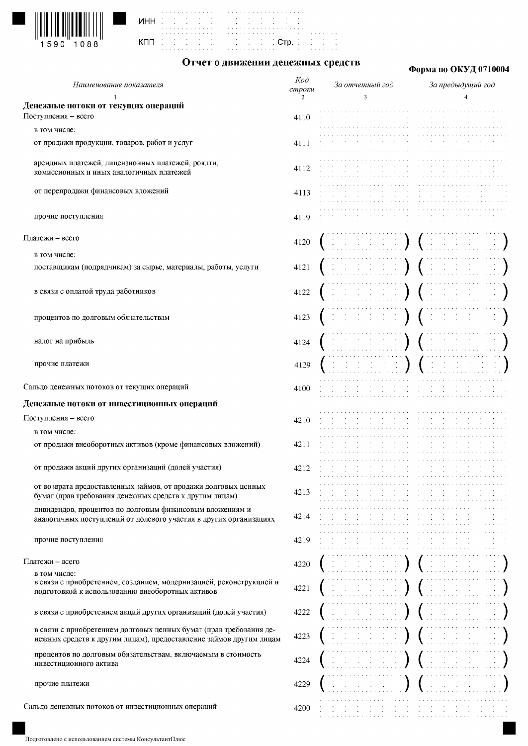ИНН

КПП Стр.

## Отчет о движении денежных средств

**Форма по ОКУД 0710004**

| *Наименование показателя* | *Код строки* | *За отчетный год* | *За предыдущий год* |
|---|---|---|---|
| 1 | 2 | 3 | 4 |
| **Денежные потоки от текущих операций** | | | |
| Поступления – всего | 4110 | | |
| в том числе: | | | |
| от продажи продукции, товаров, работ и услуг | 4111 | | |
| арендных платежей, лицензионных платежей, роялти, комиссионных и иных аналогичных платежей | 4112 | | |
| от перепродажи финансовых вложений | 4113 | | |
| прочие поступления | 4119 | | |
| Платежи – всего | 4120 | ( ) | ( ) |
| в том числе: | | | |
| поставщикам (подрядчикам) за сырье, материалы, работы, услуги | 4121 | ( ) | ( ) |
| в связи с оплатой труда работников | 4122 | ( ) | ( ) |
| процентов по долговым обязательствам | 4123 | ( ) | ( ) |
| налог на прибыль | 4124 | ( ) | ( ) |
| прочие платежи | 4129 | ( ) | ( ) |
| Сальдо денежных потоков от текущих операций | 4100 | | |
| **Денежные потоки от инвестиционных операций** | | | |
| Поступления – всего | 4210 | | |
| в том числе: | | | |
| от продажи внеоборотных активов (кроме финансовых вложений) | 4211 | | |
| от продажи акций других организаций (долей участия) | 4212 | | |
| от возврата предоставленных займов, от продажи долговых ценных бумаг (прав требования денежных средств к другим лицам) | 4213 | | |
| дивидендов, процентов по долговым финансовым вложениям и аналогичных поступлений от долевого участия в других организациях | 4214 | | |
| прочие поступления | 4219 | | |
| Платежи – всего | 4220 | ( ) | ( ) |
| в том числе: | | | |
| в связи с приобретением, созданием, модернизацией, реконструкцией и подготовкой к использованию внеоборотных активов | 4221 | ( ) | ( ) |
| в связи с приобретением акций других организаций (долей участия) | 4222 | ( ) | ( ) |
| в связи с приобретением долговых ценных бумаг (прав требования денежных средств к другим лицам), предоставление займов другим лицам | 4223 | ( ) | ( ) |
| процентов по долговым обязательствам, включаемым в стоимость инвестиционного актива | 4224 | ( ) | ( ) |
| прочие платежи | 4229 | ( ) | ( ) |
| Сальдо денежных потоков от инвестиционных операций | 4200 | | |

Подготовлено с использованием системы КонсультантПлюс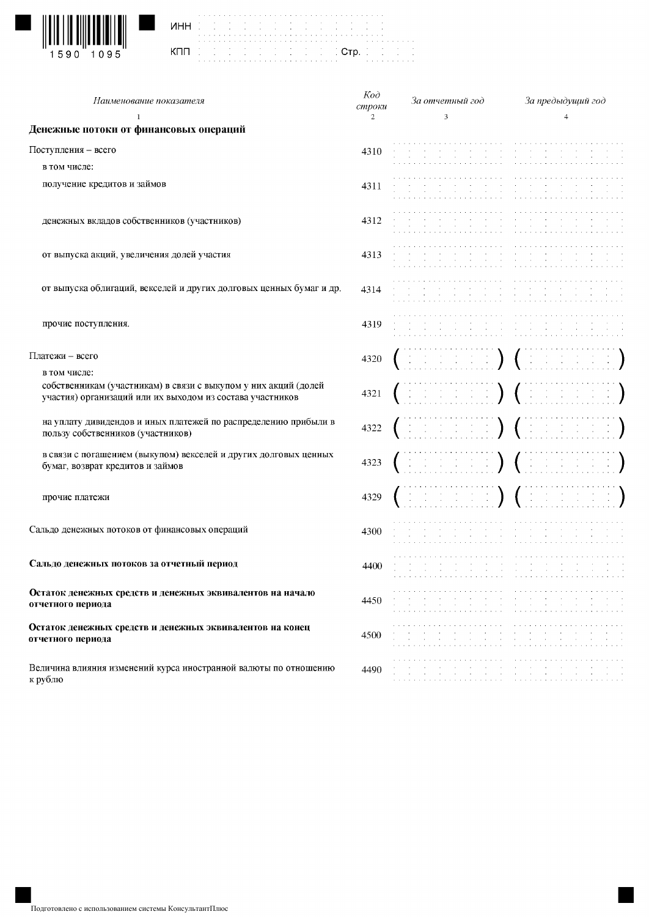ИНН

КПП Стр.

| Наименование показателя | Код строки | За отчетный год | За предыдущий год |
|---|---|---|---|
| 1 | 2 | 3 | 4 |
| **Денежные потоки от финансовых операций** | | | |
| Поступления – всего | 4310 | | |
| в том числе: | | | |
| получение кредитов и займов | 4311 | | |
| денежных вкладов собственников (участников) | 4312 | | |
| от выпуска акций, увеличения долей участия | 4313 | | |
| от выпуска облигаций, векселей и других долговых ценных бумаг и др. | 4314 | | |
| прочие поступления. | 4319 | | |
| Платежи – всего | 4320 | ( ) | ( ) |
| в том числе: | | | |
| собственникам (участникам) в связи с выкупом у них акций (долей участия) организаций или их выходом из состава участников | 4321 | ( ) | ( ) |
| на уплату дивидендов и иных платежей по распределению прибыли в пользу собственников (участников) | 4322 | ( ) | ( ) |
| в связи с погашением (выкупом) векселей и других долговых ценных бумаг, возврат кредитов и займов | 4323 | ( ) | ( ) |
| прочие платежи | 4329 | ( ) | ( ) |
| Сальдо денежных потоков от финансовых операций | 4300 | | |
| **Сальдо денежных потоков за отчетный период** | 4400 | | |
| **Остаток денежных средств и денежных эквивалентов на начало отчетного периода** | 4450 | | |
| **Остаток денежных средств и денежных эквивалентов на конец отчетного периода** | 4500 | | |
| Величина влияния изменений курса иностранной валюты по отношению к рублю | 4490 | | |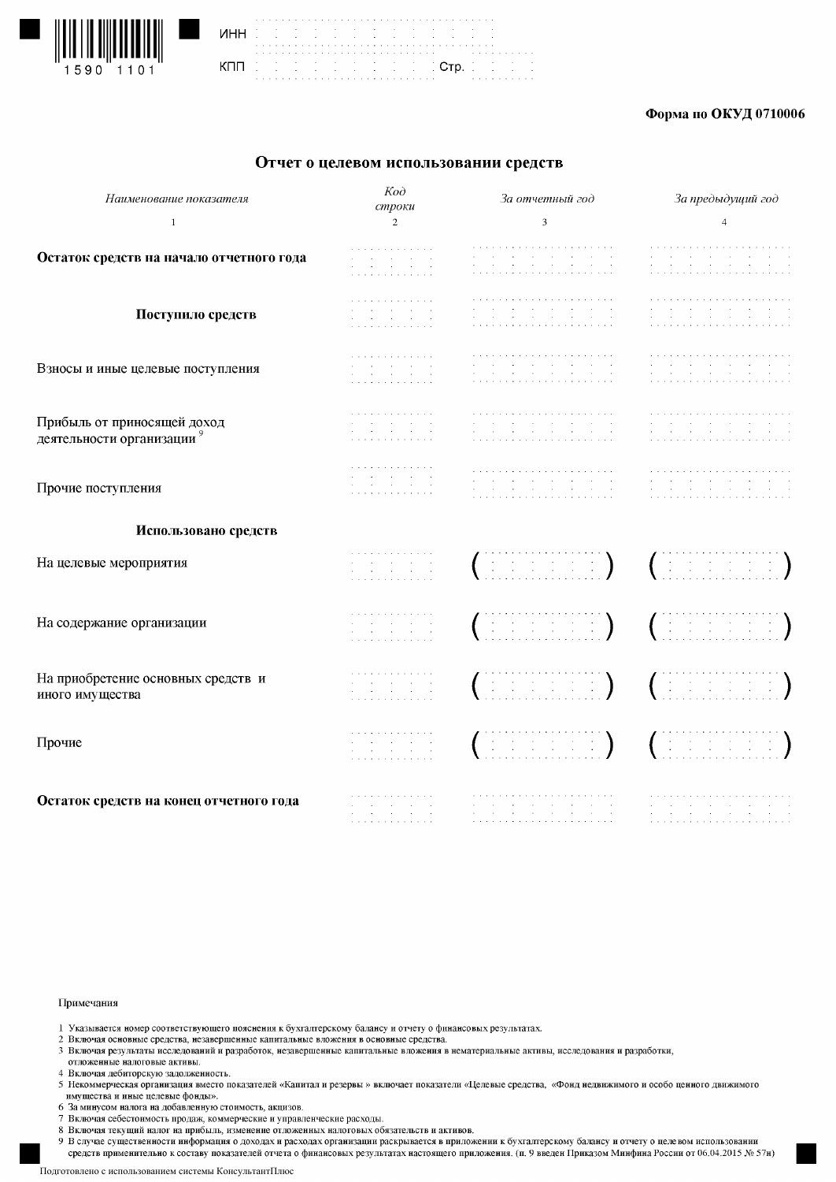ИНН

КПП Стр.

**Форма по ОКУД 0710006**

## Отчет о целевом использовании средств

| *Наименование показателя* | *Код строки* | *За отчетный год* | *За предыдущий год* |
|---|---|---|---|
| 1 | 2 | 3 | 4 |
| **Остаток средств на начало отчетного года** | | | |
| **Поступило средств** | | | |
| Взносы и иные целевые поступления | | | |
| Прибыль от приносящей доход деятельности организации [9] | | | |
| Прочие поступления | | | |
| **Использовано средств** | | | |
| На целевые мероприятия | | ( ) | ( ) |
| На содержание организации | | ( ) | ( ) |
| На приобретение основных средств и иного имущества | | ( ) | ( ) |
| Прочие | | ( ) | ( ) |
| **Остаток средств на конец отчетного года** | | | |

Примечания

1 Указывается номер соответствующего пояснения к бухгалтерскому балансу и отчету о финансовых результатах.
2 Включая основные средства, незавершенные капитальные вложения в основные средства.
3 Включая результаты исследований и разработок, незавершенные капитальные вложения в нематериальные активы, исследования и разработки, отложенные налоговые активы.
4 Включая дебиторскую задолженность.
5 Некоммерческая организация вместо показателей «Капитал и резервы » включает показатели «Целевые средства, «Фонд недвижимого и особо ценного движимого имущества и иные целевые фонды».
6 За минусом налога на добавленную стоимость, акцизов.
7 Включая себестоимость продаж, коммерческие и управленческие расходы.
8 Включая текущий налог на прибыль, изменение отложенных налоговых обязательств и активов.
9 В случае существенности информация о доходах и расходах организации раскрывается в приложении к бухгалтерскому балансу и отчету о целевом использовании средств применительно к составу показателей отчета о финансовых результатах настоящего приложения. (п. 9 введен Приказом Минфина России от 06.04.2015 № 57н)

Подготовлено с использованием системы КонсультантПлюс